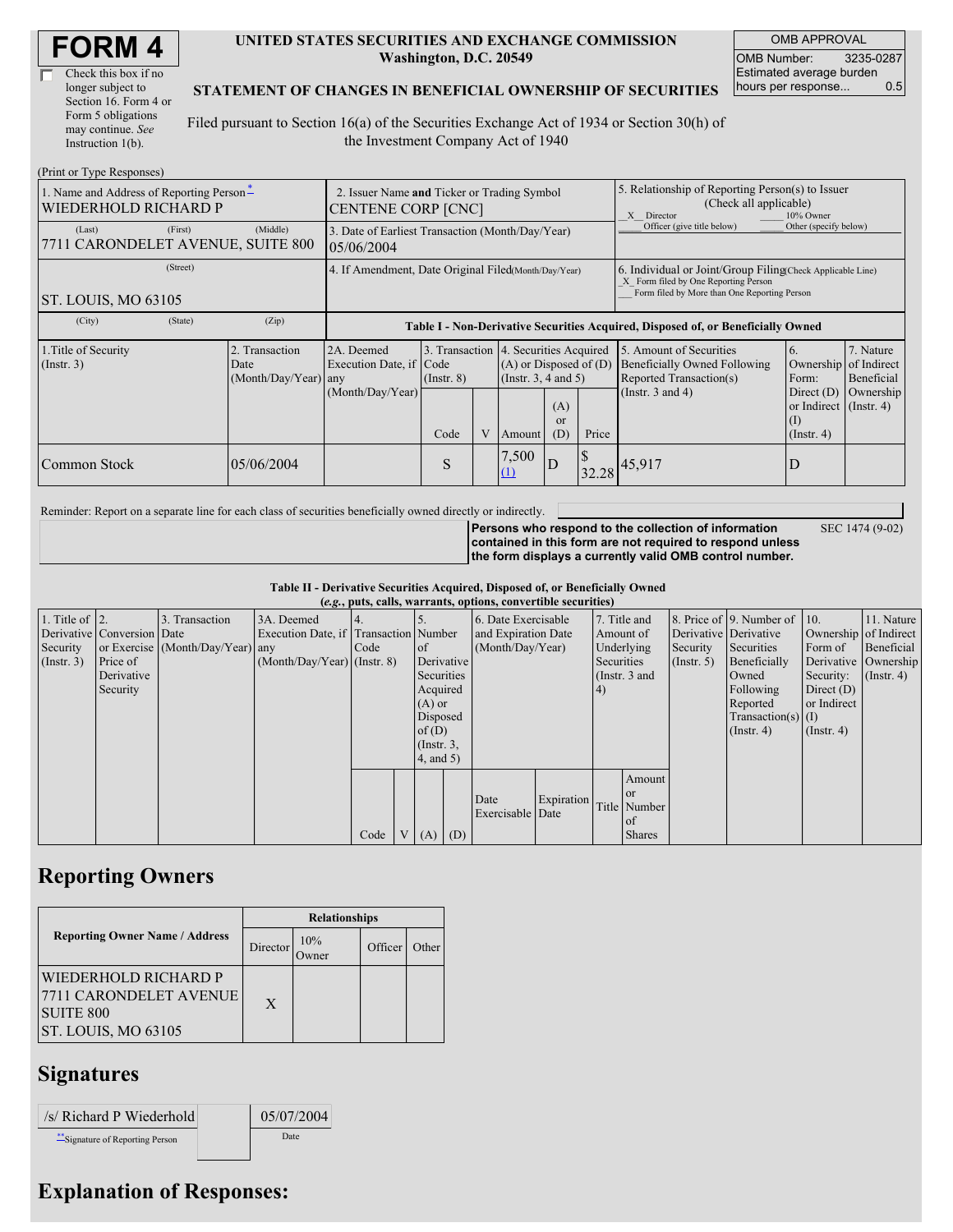# FORM 4

☐ Check this box if no longer subject to Section 16. Form 4 or Form 5 obligations may continue. *See* Instruction 1(b).

**UNITED STATES SECURITIES AND EXCHANGE COMMISSION**
**Washington, D.C. 20549**

**STATEMENT OF CHANGES IN BENEFICIAL OWNERSHIP OF SECURITIES**

Filed pursuant to Section 16(a) of the Securities Exchange Act of 1934 or Section 30(h) of the Investment Company Act of 1940

| OMB APPROVAL | |
|---|---|
| OMB Number: | 3235-0287 |
| Estimated average burden hours per response... | 0.5 |

(Print or Type Responses)

| 1. Name and Address of Reporting Person* | 2. Issuer Name and Ticker or Trading Symbol | 5. Relationship of Reporting Person(s) to Issuer (Check all applicable) |
|---|---|---|
| WIEDERHOLD RICHARD P | CENTENE CORP [CNC] | X Director ___ 10% Owner ___ Officer (give title below) ___ Other (specify below) |
| (Last) (First) (Middle) 7711 CARONDELET AVENUE, SUITE 800 | 3. Date of Earliest Transaction (Month/Day/Year) 05/06/2004 | |
| (Street) ST. LOUIS, MO 63105 | 4. If Amendment, Date Original Filed (Month/Day/Year) | 6. Individual or Joint/Group Filing (Check Applicable Line) X Form filed by One Reporting Person ___ Form filed by More than One Reporting Person |
| (City) (State) (Zip) | | |

**Table I - Non-Derivative Securities Acquired, Disposed of, or Beneficially Owned**

| 1. Title of Security (Instr. 3) | 2. Transaction Date (Month/Day/Year) | 2A. Deemed Execution Date, if any (Month/Day/Year) | 3. Transaction Code (Instr. 8) Code | V | 4. Securities Acquired (A) or Disposed of (D) (Instr. 3, 4 and 5) Amount | (A) or (D) | Price | 5. Amount of Securities Beneficially Owned Following Reported Transaction(s) (Instr. 3 and 4) | 6. Ownership Form: Direct (D) or Indirect (I) (Instr. 4) | 7. Nature of Indirect Beneficial Ownership (Instr. 4) |
|---|---|---|---|---|---|---|---|---|---|---|
| Common Stock | 05/06/2004 | | S | | 7,500 (1) | D | $ 32.28 | 45,917 | D | |

Reminder: Report on a separate line for each class of securities beneficially owned directly or indirectly.

**Persons who respond to the collection of information contained in this form are not required to respond unless the form displays a currently valid OMB control number.** SEC 1474 (9-02)

**Table II - Derivative Securities Acquired, Disposed of, or Beneficially Owned**
**(*e.g.*, puts, calls, warrants, options, convertible securities)**

| 1. Title of Derivative Security (Instr. 3) | 2. Conversion or Exercise Price of Derivative Security | 3. Transaction Date (Month/Day/Year) | 3A. Deemed Execution Date, if any (Month/Day/Year) | 4. Transaction Code (Instr. 8) Code | V | 5. Number of Derivative Securities Acquired (A) or Disposed of (D) (Instr. 3, 4, and 5) (A) | (D) | 6. Date Exercisable and Expiration Date (Month/Day/Year) Date Exercisable | Expiration Date | 7. Title and Amount of Underlying Securities (Instr. 3 and 4) Title | Amount or Number of Shares | 8. Price of Derivative Security (Instr. 5) | 9. Number of Derivative Securities Beneficially Owned Following Reported Transaction(s) (Instr. 4) | 10. Ownership Form of Derivative Security: Direct (D) or Indirect (I) (Instr. 4) | 11. Nature of Indirect Beneficial Ownership (Instr. 4) |
|---|---|---|---|---|---|---|---|---|---|---|---|---|---|---|---|

## Reporting Owners

| Reporting Owner Name / Address | Relationships | | | |
|---|---|---|---|---|
| | Director | 10% Owner | Officer | Other |
| WIEDERHOLD RICHARD P 7711 CARONDELET AVENUE SUITE 800 ST. LOUIS, MO 63105 | X | | | |

## Signatures

| /s/ Richard P Wiederhold | 05/07/2004 |
|---|---|
| **Signature of Reporting Person | Date |

## Explanation of Responses: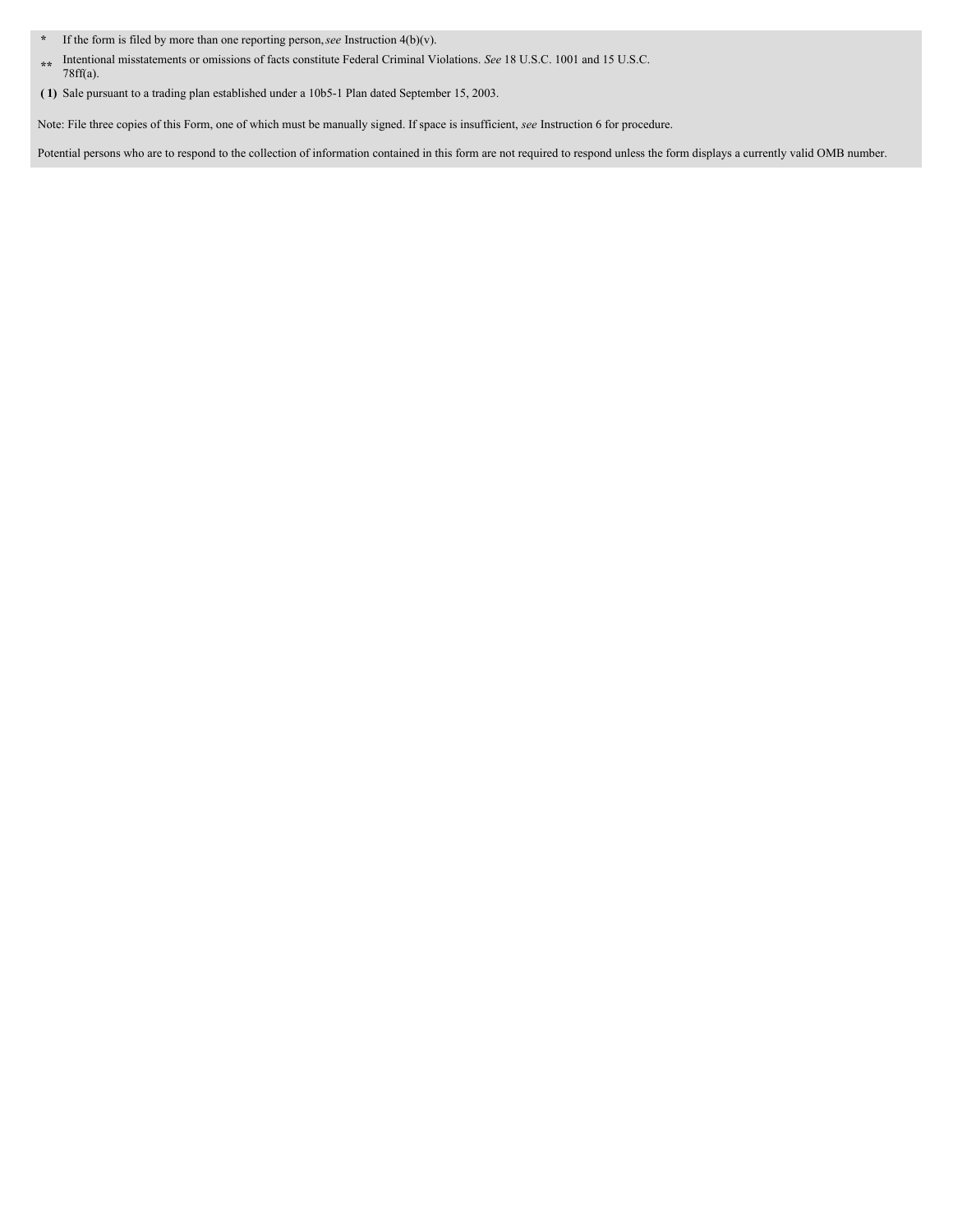| | |
|---|---|
| * | If the form is filed by more than one reporting person, *see* Instruction 4(b)(v). |
| ** | Intentional misstatements or omissions of facts constitute Federal Criminal Violations. *See* 18 U.S.C. 1001 and 15 U.S.C. 78ff(a). |
| **( 1)** | Sale pursuant to a trading plan established under a 10b5-1 Plan dated September 15, 2003. |

Note: File three copies of this Form, one of which must be manually signed. If space is insufficient, *see* Instruction 6 for procedure.

Potential persons who are to respond to the collection of information contained in this form are not required to respond unless the form displays a currently valid OMB number.